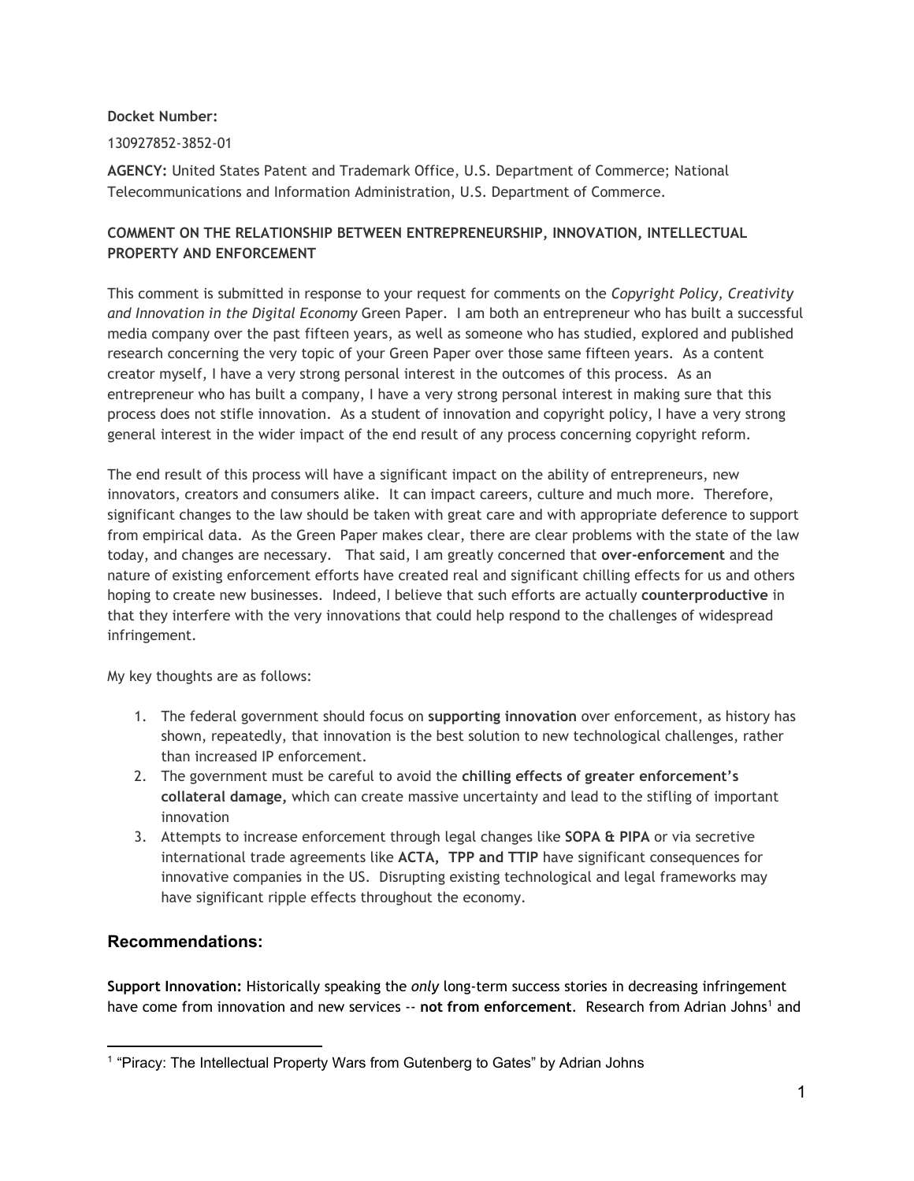**Docket Number:**

130927852-3852-01

**AGENCY:** United States Patent and Trademark Office, U.S. Department of Commerce; National Telecommunications and Information Administration, U.S. Department of Commerce.

**COMMENT ON THE RELATIONSHIP BETWEEN ENTREPRENEURSHIP, INNOVATION, INTELLECTUAL PROPERTY AND ENFORCEMENT**

This comment is submitted in response to your request for comments on the *Copyright Policy, Creativity and Innovation in the Digital Economy* Green Paper. I am both an entrepreneur who has built a successful media company over the past fifteen years, as well as someone who has studied, explored and published research concerning the very topic of your Green Paper over those same fifteen years. As a content creator myself, I have a very strong personal interest in the outcomes of this process. As an entrepreneur who has built a company, I have a very strong personal interest in making sure that this process does not stifle innovation. As a student of innovation and copyright policy, I have a very strong general interest in the wider impact of the end result of any process concerning copyright reform.

The end result of this process will have a significant impact on the ability of entrepreneurs, new innovators, creators and consumers alike. It can impact careers, culture and much more. Therefore, significant changes to the law should be taken with great care and with appropriate deference to support from empirical data. As the Green Paper makes clear, there are clear problems with the state of the law today, and changes are necessary. That said, I am greatly concerned that **over-enforcement** and the nature of existing enforcement efforts have created real and significant chilling effects for us and others hoping to create new businesses. Indeed, I believe that such efforts are actually **counterproductive** in that they interfere with the very innovations that could help respond to the challenges of widespread infringement.

My key thoughts are as follows:

1. The federal government should focus on **supporting innovation** over enforcement, as history has shown, repeatedly, that innovation is the best solution to new technological challenges, rather than increased IP enforcement.
2. The government must be careful to avoid the **chilling effects of greater enforcement's collateral damage,** which can create massive uncertainty and lead to the stifling of important innovation
3. Attempts to increase enforcement through legal changes like **SOPA & PIPA** or via secretive international trade agreements like **ACTA, TPP and TTIP** have significant consequences for innovative companies in the US. Disrupting existing technological and legal frameworks may have significant ripple effects throughout the economy.

## Recommendations:

**Support Innovation:** Historically speaking the *only* long-term success stories in decreasing infringement have come from innovation and new services -- **not from enforcement**. Research from Adrian Johns[1] and

[1] "Piracy: The Intellectual Property Wars from Gutenberg to Gates" by Adrian Johns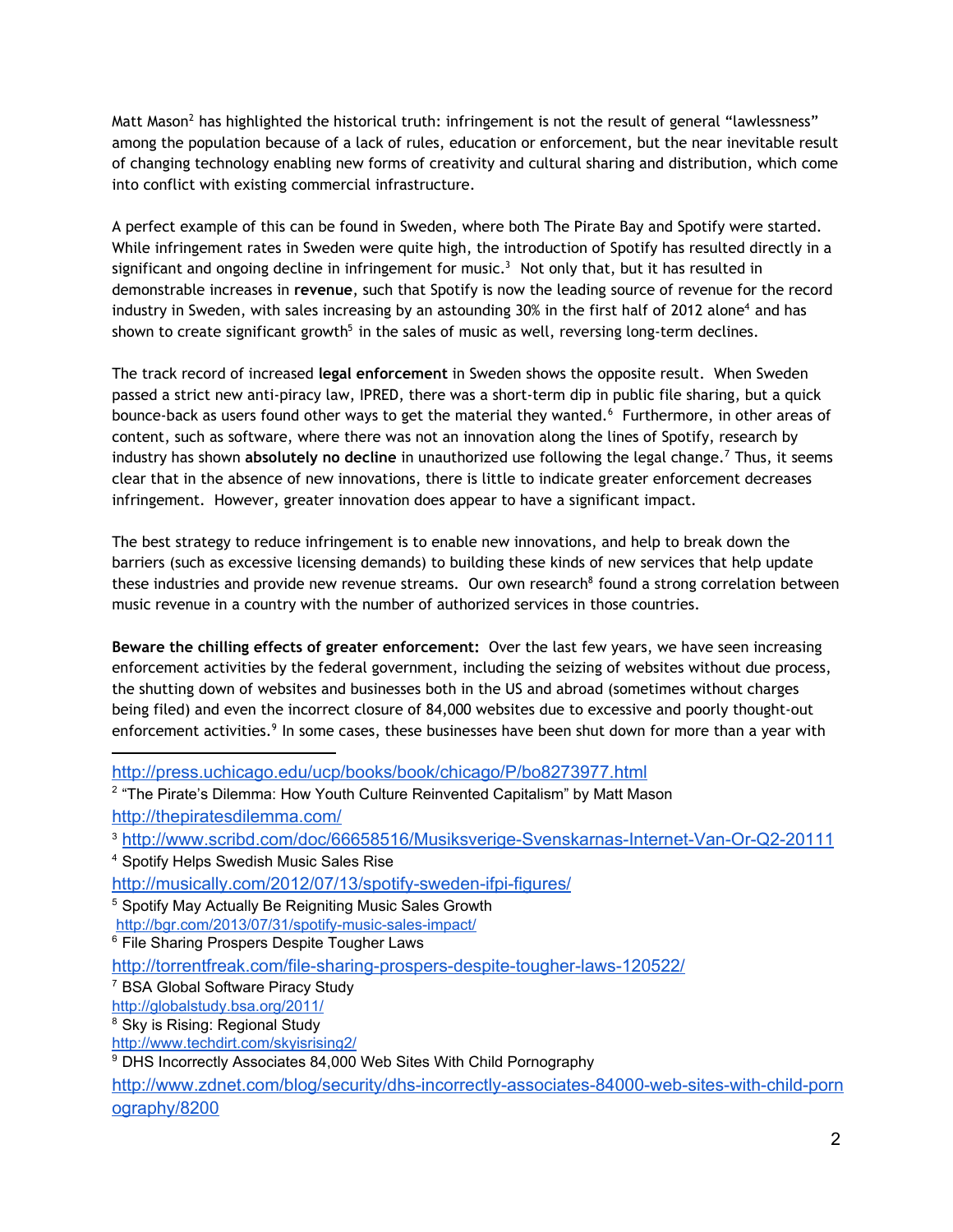Matt Mason[2] has highlighted the historical truth: infringement is not the result of general "lawlessness" among the population because of a lack of rules, education or enforcement, but the near inevitable result of changing technology enabling new forms of creativity and cultural sharing and distribution, which come into conflict with existing commercial infrastructure.

A perfect example of this can be found in Sweden, where both The Pirate Bay and Spotify were started. While infringement rates in Sweden were quite high, the introduction of Spotify has resulted directly in a significant and ongoing decline in infringement for music.[3] Not only that, but it has resulted in demonstrable increases in **revenue**, such that Spotify is now the leading source of revenue for the record industry in Sweden, with sales increasing by an astounding 30% in the first half of 2012 alone[4] and has shown to create significant growth[5] in the sales of music as well, reversing long-term declines.

The track record of increased **legal enforcement** in Sweden shows the opposite result. When Sweden passed a strict new anti-piracy law, IPRED, there was a short-term dip in public file sharing, but a quick bounce-back as users found other ways to get the material they wanted.[6] Furthermore, in other areas of content, such as software, where there was not an innovation along the lines of Spotify, research by industry has shown **absolutely no decline** in unauthorized use following the legal change.[7] Thus, it seems clear that in the absence of new innovations, there is little to indicate greater enforcement decreases infringement. However, greater innovation does appear to have a significant impact.

The best strategy to reduce infringement is to enable new innovations, and help to break down the barriers (such as excessive licensing demands) to building these kinds of new services that help update these industries and provide new revenue streams. Our own research[8] found a strong correlation between music revenue in a country with the number of authorized services in those countries.

**Beware the chilling effects of greater enforcement:** Over the last few years, we have seen increasing enforcement activities by the federal government, including the seizing of websites without due process, the shutting down of websites and businesses both in the US and abroad (sometimes without charges being filed) and even the incorrect closure of 84,000 websites due to excessive and poorly thought-out enforcement activities.[9] In some cases, these businesses have been shut down for more than a year with

---

http://press.uchicago.edu/ucp/books/book/chicago/P/bo8273977.html

[2] "The Pirate's Dilemma: How Youth Culture Reinvented Capitalism" by Matt Mason http://thepiratesdilemma.com/

[3] http://www.scribd.com/doc/66658516/Musiksverige-Svenskarnas-Internet-Van-Or-Q2-20111

[4] Spotify Helps Swedish Music Sales Rise http://musically.com/2012/07/13/spotify-sweden-ifpi-figures/

[5] Spotify May Actually Be Reigniting Music Sales Growth http://bgr.com/2013/07/31/spotify-music-sales-impact/

[6] File Sharing Prospers Despite Tougher Laws http://torrentfreak.com/file-sharing-prospers-despite-tougher-laws-120522/

[7] BSA Global Software Piracy Study http://globalstudy.bsa.org/2011/

[8] Sky is Rising: Regional Study http://www.techdirt.com/skyisrising2/

[9] DHS Incorrectly Associates 84,000 Web Sites With Child Pornography http://www.zdnet.com/blog/security/dhs-incorrectly-associates-84000-web-sites-with-child-pornography/8200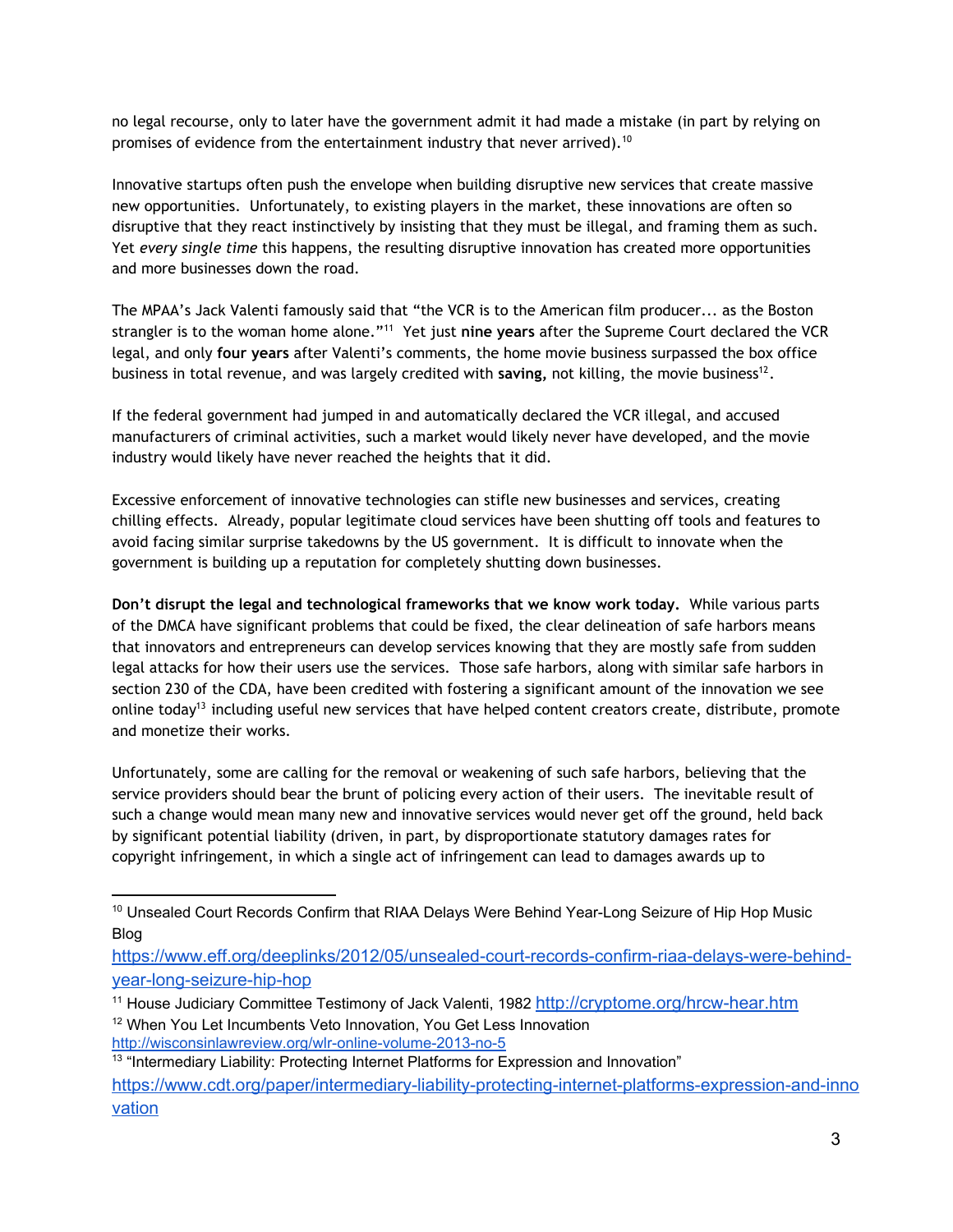no legal recourse, only to later have the government admit it had made a mistake (in part by relying on promises of evidence from the entertainment industry that never arrived).[10]

Innovative startups often push the envelope when building disruptive new services that create massive new opportunities. Unfortunately, to existing players in the market, these innovations are often so disruptive that they react instinctively by insisting that they must be illegal, and framing them as such. Yet *every single time* this happens, the resulting disruptive innovation has created more opportunities and more businesses down the road.

The MPAA's Jack Valenti famously said that "the VCR is to the American film producer... as the Boston strangler is to the woman home alone."[11] Yet just **nine years** after the Supreme Court declared the VCR legal, and only **four years** after Valenti's comments, the home movie business surpassed the box office business in total revenue, and was largely credited with **saving,** not killing, the movie business[12].

If the federal government had jumped in and automatically declared the VCR illegal, and accused manufacturers of criminal activities, such a market would likely never have developed, and the movie industry would likely have never reached the heights that it did.

Excessive enforcement of innovative technologies can stifle new businesses and services, creating chilling effects. Already, popular legitimate cloud services have been shutting off tools and features to avoid facing similar surprise takedowns by the US government. It is difficult to innovate when the government is building up a reputation for completely shutting down businesses.

**Don't disrupt the legal and technological frameworks that we know work today.** While various parts of the DMCA have significant problems that could be fixed, the clear delineation of safe harbors means that innovators and entrepreneurs can develop services knowing that they are mostly safe from sudden legal attacks for how their users use the services. Those safe harbors, along with similar safe harbors in section 230 of the CDA, have been credited with fostering a significant amount of the innovation we see online today[13] including useful new services that have helped content creators create, distribute, promote and monetize their works.

Unfortunately, some are calling for the removal or weakening of such safe harbors, believing that the service providers should bear the brunt of policing every action of their users. The inevitable result of such a change would mean many new and innovative services would never get off the ground, held back by significant potential liability (driven, in part, by disproportionate statutory damages rates for copyright infringement, in which a single act of infringement can lead to damages awards up to

---

[10] Unsealed Court Records Confirm that RIAA Delays Were Behind Year-Long Seizure of Hip Hop Music Blog
https://www.eff.org/deeplinks/2012/05/unsealed-court-records-confirm-riaa-delays-were-behind-year-long-seizure-hip-hop

[11] House Judiciary Committee Testimony of Jack Valenti, 1982 http://cryptome.org/hrcw-hear.htm

[12] When You Let Incumbents Veto Innovation, You Get Less Innovation
http://wisconsinlawreview.org/wlr-online-volume-2013-no-5

[13] "Intermediary Liability: Protecting Internet Platforms for Expression and Innovation"
https://www.cdt.org/paper/intermediary-liability-protecting-internet-platforms-expression-and-innovation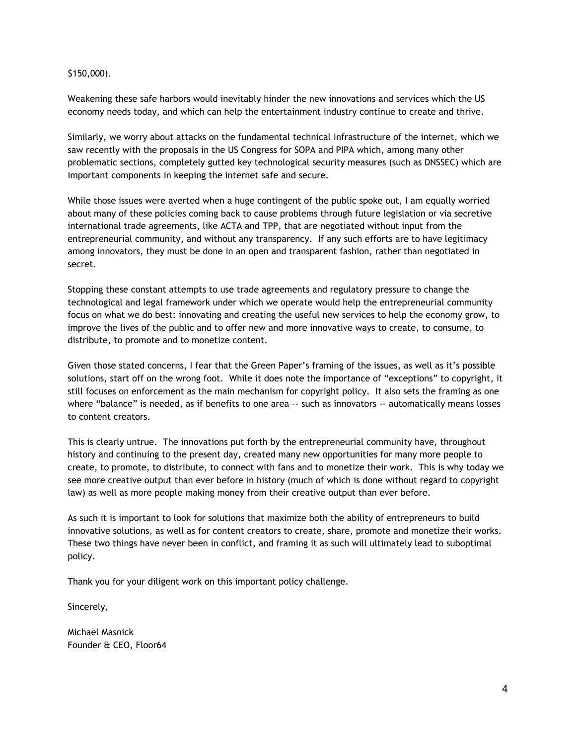$150,000).

Weakening these safe harbors would inevitably hinder the new innovations and services which the US economy needs today, and which can help the entertainment industry continue to create and thrive.

Similarly, we worry about attacks on the fundamental technical infrastructure of the internet, which we saw recently with the proposals in the US Congress for SOPA and PIPA which, among many other problematic sections, completely gutted key technological security measures (such as DNSSEC) which are important components in keeping the internet safe and secure.

While those issues were averted when a huge contingent of the public spoke out, I am equally worried about many of these policies coming back to cause problems through future legislation or via secretive international trade agreements, like ACTA and TPP, that are negotiated without input from the entrepreneurial community, and without any transparency. If any such efforts are to have legitimacy among innovators, they must be done in an open and transparent fashion, rather than negotiated in secret.

Stopping these constant attempts to use trade agreements and regulatory pressure to change the technological and legal framework under which we operate would help the entrepreneurial community focus on what we do best: innovating and creating the useful new services to help the economy grow, to improve the lives of the public and to offer new and more innovative ways to create, to consume, to distribute, to promote and to monetize content.

Given those stated concerns, I fear that the Green Paper's framing of the issues, as well as it's possible solutions, start off on the wrong foot. While it does note the importance of "exceptions" to copyright, it still focuses on enforcement as the main mechanism for copyright policy. It also sets the framing as one where "balance" is needed, as if benefits to one area -- such as innovators -- automatically means losses to content creators.

This is clearly untrue. The innovations put forth by the entrepreneurial community have, throughout history and continuing to the present day, created many new opportunities for many more people to create, to promote, to distribute, to connect with fans and to monetize their work. This is why today we see more creative output than ever before in history (much of which is done without regard to copyright law) as well as more people making money from their creative output than ever before.

As such it is important to look for solutions that maximize both the ability of entrepreneurs to build innovative solutions, as well as for content creators to create, share, promote and monetize their works. These two things have never been in conflict, and framing it as such will ultimately lead to suboptimal policy.

Thank you for your diligent work on this important policy challenge.

Sincerely,

Michael Masnick
Founder & CEO, Floor64